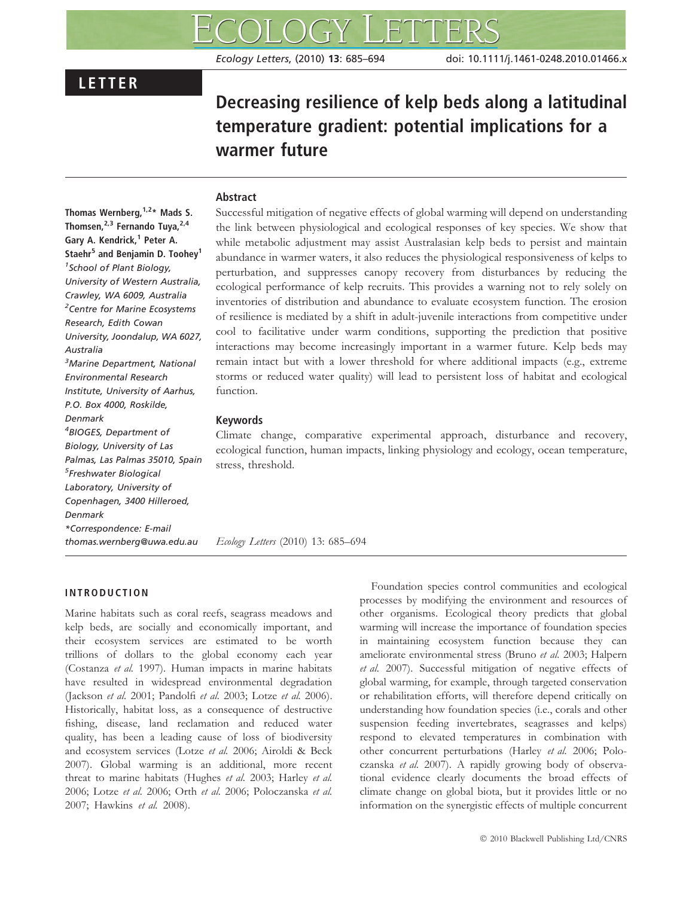LETTER

# Decreasing resilience of kelp beds along a latitudinal temperature gradient: potential implications for a warmer future

**Thomas Wernberg,[1,2]* Mads S. Thomsen,[2,3] Fernando Tuya,[2,4] Gary A. Kendrick,[1] Peter A. Staehr[5] and Benjamin D. Toohey[1]**

[1]School of Plant Biology, University of Western Australia, Crawley, WA 6009, Australia

[2]Centre for Marine Ecosystems Research, Edith Cowan University, Joondalup, WA 6027, Australia

[3]Marine Department, National Environmental Research Institute, University of Aarhus, P.O. Box 4000, Roskilde, Denmark

[4]BIOGES, Department of Biology, University of Las Palmas, Las Palmas 35010, Spain

[5]Freshwater Biological Laboratory, University of Copenhagen, 3400 Hilleroed, Denmark

*Correspondence: E-mail thomas.wernberg@uwa.edu.au

## Abstract

Successful mitigation of negative effects of global warming will depend on understanding the link between physiological and ecological responses of key species. We show that while metabolic adjustment may assist Australasian kelp beds to persist and maintain abundance in warmer waters, it also reduces the physiological responsiveness of kelps to perturbation, and suppresses canopy recovery from disturbances by reducing the ecological performance of kelp recruits. This provides a warning not to rely solely on inventories of distribution and abundance to evaluate ecosystem function. The erosion of resilience is mediated by a shift in adult-juvenile interactions from competitive under cool to facilitative under warm conditions, supporting the prediction that positive interactions may become increasingly important in a warmer future. Kelp beds may remain intact but with a lower threshold for where additional impacts (e.g., extreme storms or reduced water quality) will lead to persistent loss of habitat and ecological function.

## Keywords

Climate change, comparative experimental approach, disturbance and recovery, ecological function, human impacts, linking physiology and ecology, ocean temperature, stress, threshold.

*Ecology Letters* (2010) 13: 685–694

## INTRODUCTION

Marine habitats such as coral reefs, seagrass meadows and kelp beds, are socially and economically important, and their ecosystem services are estimated to be worth trillions of dollars to the global economy each year (Costanza *et al.* 1997). Human impacts in marine habitats have resulted in widespread environmental degradation (Jackson *et al.* 2001; Pandolfi *et al.* 2003; Lotze *et al.* 2006). Historically, habitat loss, as a consequence of destructive fishing, disease, land reclamation and reduced water quality, has been a leading cause of loss of biodiversity and ecosystem services (Lotze *et al.* 2006; Airoldi & Beck 2007). Global warming is an additional, more recent threat to marine habitats (Hughes *et al.* 2003; Harley *et al.* 2006; Lotze *et al.* 2006; Orth *et al.* 2006; Poloczanska *et al.* 2007; Hawkins *et al.* 2008).

Foundation species control communities and ecological processes by modifying the environment and resources of other organisms. Ecological theory predicts that global warming will increase the importance of foundation species in maintaining ecosystem function because they can ameliorate environmental stress (Bruno *et al.* 2003; Halpern *et al.* 2007). Successful mitigation of negative effects of global warming, for example, through targeted conservation or rehabilitation efforts, will therefore depend critically on understanding how foundation species (i.e., corals and other suspension feeding invertebrates, seagrasses and kelps) respond to elevated temperatures in combination with other concurrent perturbations (Harley *et al.* 2006; Poloczanska *et al.* 2007). A rapidly growing body of observational evidence clearly documents the broad effects of climate change on global biota, but it provides little or no information on the synergistic effects of multiple concurrent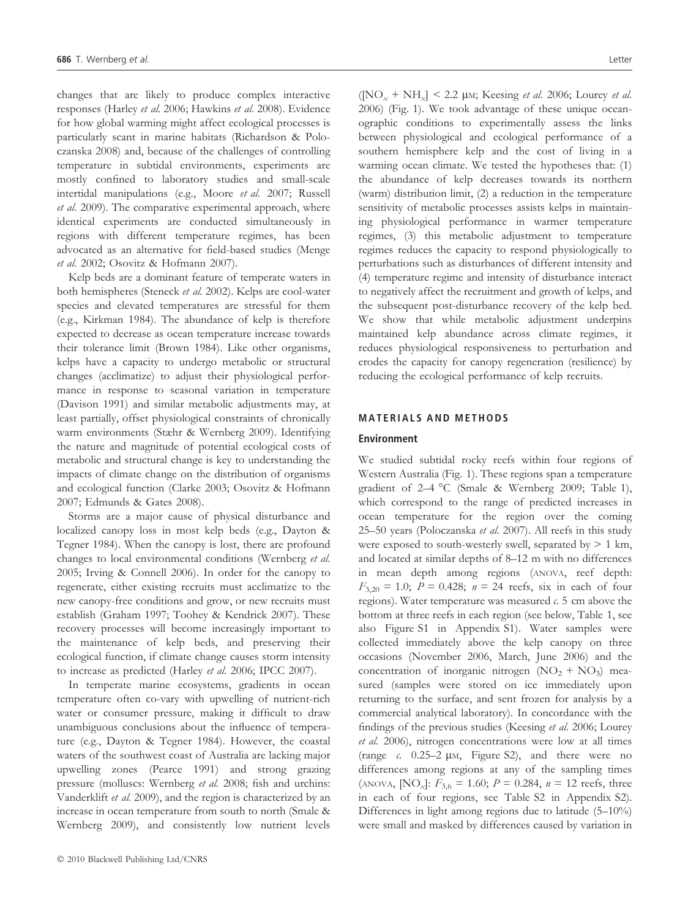changes that are likely to produce complex interactive responses (Harley *et al.* 2006; Hawkins *et al.* 2008). Evidence for how global warming might affect ecological processes is particularly scant in marine habitats (Richardson & Poloczanska 2008) and, because of the challenges of controlling temperature in subtidal environments, experiments are mostly confined to laboratory studies and small-scale intertidal manipulations (e.g., Moore *et al.* 2007; Russell *et al.* 2009). The comparative experimental approach, where identical experiments are conducted simultaneously in regions with different temperature regimes, has been advocated as an alternative for field-based studies (Menge *et al.* 2002; Osovitz & Hofmann 2007).

Kelp beds are a dominant feature of temperate waters in both hemispheres (Steneck *et al.* 2002). Kelps are cool-water species and elevated temperatures are stressful for them (e.g., Kirkman 1984). The abundance of kelp is therefore expected to decrease as ocean temperature increase towards their tolerance limit (Brown 1984). Like other organisms, kelps have a capacity to undergo metabolic or structural changes (acclimatize) to adjust their physiological performance in response to seasonal variation in temperature (Davison 1991) and similar metabolic adjustments may, at least partially, offset physiological constraints of chronically warm environments (Stæhr & Wernberg 2009). Identifying the nature and magnitude of potential ecological costs of metabolic and structural change is key to understanding the impacts of climate change on the distribution of organisms and ecological function (Clarke 2003; Osovitz & Hofmann 2007; Edmunds & Gates 2008).

Storms are a major cause of physical disturbance and localized canopy loss in most kelp beds (e.g., Dayton & Tegner 1984). When the canopy is lost, there are profound changes to local environmental conditions (Wernberg *et al.* 2005; Irving & Connell 2006). In order for the canopy to regenerate, either existing recruits must acclimatize to the new canopy-free conditions and grow, or new recruits must establish (Graham 1997; Toohey & Kendrick 2007). These recovery processes will become increasingly important to the maintenance of kelp beds, and preserving their ecological function, if climate change causes storm intensity to increase as predicted (Harley *et al.* 2006; IPCC 2007).

In temperate marine ecosystems, gradients in ocean temperature often co-vary with upwelling of nutrient-rich water or consumer pressure, making it difficult to draw unambiguous conclusions about the influence of temperature (e.g., Dayton & Tegner 1984). However, the coastal waters of the southwest coast of Australia are lacking major upwelling zones (Pearce 1991) and strong grazing pressure (molluscs: Wernberg *et al.* 2008; fish and urchins: Vanderklift *et al.* 2009), and the region is characterized by an increase in ocean temperature from south to north (Smale & Wernberg 2009), and consistently low nutrient levels ($[NO_x + NH_x] < 2.2$ μM; Keesing *et al.* 2006; Lourey *et al.* 2006) (Fig. 1). We took advantage of these unique oceanographic conditions to experimentally assess the links between physiological and ecological performance of a southern hemisphere kelp and the cost of living in a warming ocean climate. We tested the hypotheses that: (1) the abundance of kelp decreases towards its northern (warm) distribution limit, (2) a reduction in the temperature sensitivity of metabolic processes assists kelps in maintaining physiological performance in warmer temperature regimes, (3) this metabolic adjustment to temperature regimes reduces the capacity to respond physiologically to perturbations such as disturbances of different intensity and (4) temperature regime and intensity of disturbance interact to negatively affect the recruitment and growth of kelps, and the subsequent post-disturbance recovery of the kelp bed. We show that while metabolic adjustment underpins maintained kelp abundance across climate regimes, it reduces physiological responsiveness to perturbation and erodes the capacity for canopy regeneration (resilience) by reducing the ecological performance of kelp recruits.

## MATERIALS AND METHODS

### Environment

We studied subtidal rocky reefs within four regions of Western Australia (Fig. 1). These regions span a temperature gradient of 2–4 °C (Smale & Wernberg 2009; Table 1), which correspond to the range of predicted increases in ocean temperature for the region over the coming 25–50 years (Poloczanska *et al.* 2007). All reefs in this study were exposed to south-westerly swell, separated by > 1 km, and located at similar depths of 8–12 m with no differences in mean depth among regions (ANOVA, reef depth: $F_{3,20} = 1.0$; $P = 0.428$; $n = 24$ reefs, six in each of four regions). Water temperature was measured *c.* 5 cm above the bottom at three reefs in each region (see below, Table 1, see also Figure S1 in Appendix S1). Water samples were collected immediately above the kelp canopy on three occasions (November 2006, March, June 2006) and the concentration of inorganic nitrogen ($NO_2 + NO_3$) measured (samples were stored on ice immediately upon returning to the surface, and sent frozen for analysis by a commercial analytical laboratory). In concordance with the findings of the previous studies (Keesing *et al.* 2006; Lourey *et al.* 2006), nitrogen concentrations were low at all times (range *c.* 0.25–2 μM, Figure S2), and there were no differences among regions at any of the sampling times (ANOVA, $[NO_x]$: $F_{3,6} = 1.60$; $P = 0.284$, $n = 12$ reefs, three in each of four regions, see Table S2 in Appendix S2). Differences in light among regions due to latitude (5–10%) were small and masked by differences caused by variation in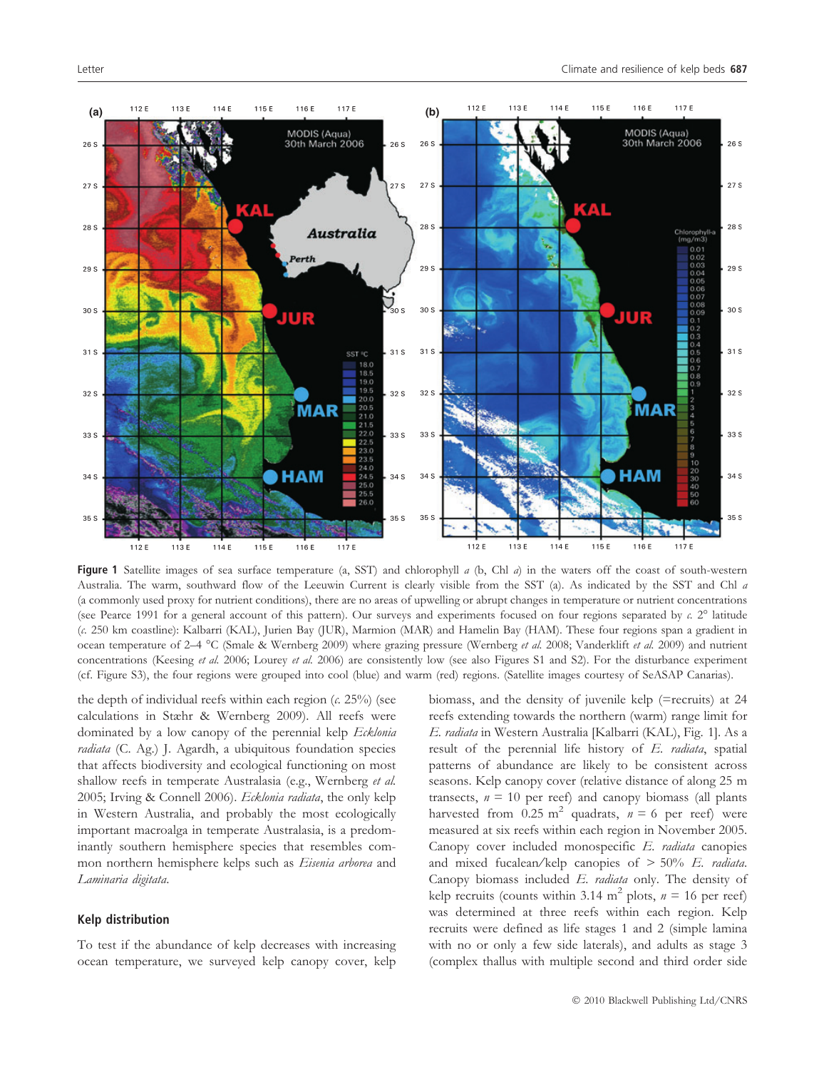**Figure 1** Satellite images of sea surface temperature (a, SST) and chlorophyll *a* (b, Chl *a*) in the waters off the coast of south-western Australia. The warm, southward flow of the Leeuwin Current is clearly visible from the SST (a). As indicated by the SST and Chl *a* (a commonly used proxy for nutrient conditions), there are no areas of upwelling or abrupt changes in temperature or nutrient concentrations (see Pearce 1991 for a general account of this pattern). Our surveys and experiments focused on four regions separated by *c.* 2° latitude (*c.* 250 km coastline): Kalbarri (KAL), Jurien Bay (JUR), Marmion (MAR) and Hamelin Bay (HAM). These four regions span a gradient in ocean temperature of 2–4 °C (Smale & Wernberg 2009) where grazing pressure (Wernberg *et al.* 2008; Vanderklift *et al.* 2009) and nutrient concentrations (Keesing *et al.* 2006; Lourey *et al.* 2006) are consistently low (see also Figures S1 and S2). For the disturbance experiment (cf. Figure S3), the four regions were grouped into cool (blue) and warm (red) regions. (Satellite images courtesy of SeASAP Canarias).

the depth of individual reefs within each region (*c.* 25%) (see calculations in Stæhr & Wernberg 2009). All reefs were dominated by a low canopy of the perennial kelp *Ecklonia radiata* (C. Ag.) J. Agardh, a ubiquitous foundation species that affects biodiversity and ecological functioning on most shallow reefs in temperate Australasia (e.g., Wernberg *et al.* 2005; Irving & Connell 2006). *Ecklonia radiata*, the only kelp in Western Australia, and probably the most ecologically important macroalga in temperate Australasia, is a predominantly southern hemisphere species that resembles common northern hemisphere kelps such as *Eisenia arborea* and *Laminaria digitata*.

## Kelp distribution

To test if the abundance of kelp decreases with increasing ocean temperature, we surveyed kelp canopy cover, kelp biomass, and the density of juvenile kelp (=recruits) at 24 reefs extending towards the northern (warm) range limit for *E. radiata* in Western Australia [Kalbarri (KAL), Fig. 1]. As a result of the perennial life history of *E. radiata*, spatial patterns of abundance are likely to be consistent across seasons. Kelp canopy cover (relative distance of along 25 m transects, $n = 10$ per reef) and canopy biomass (all plants harvested from 0.25 $m^2$ quadrats, $n = 6$ per reef) were measured at six reefs within each region in November 2005. Canopy cover included monospecific *E. radiata* canopies and mixed fucalean/kelp canopies of > 50% *E. radiata*. Canopy biomass included *E. radiata* only. The density of kelp recruits (counts within 3.14 $m^2$ plots, $n = 16$ per reef) was determined at three reefs within each region. Kelp recruits were defined as life stages 1 and 2 (simple lamina with no or only a few side laterals), and adults as stage 3 (complex thallus with multiple second and third order side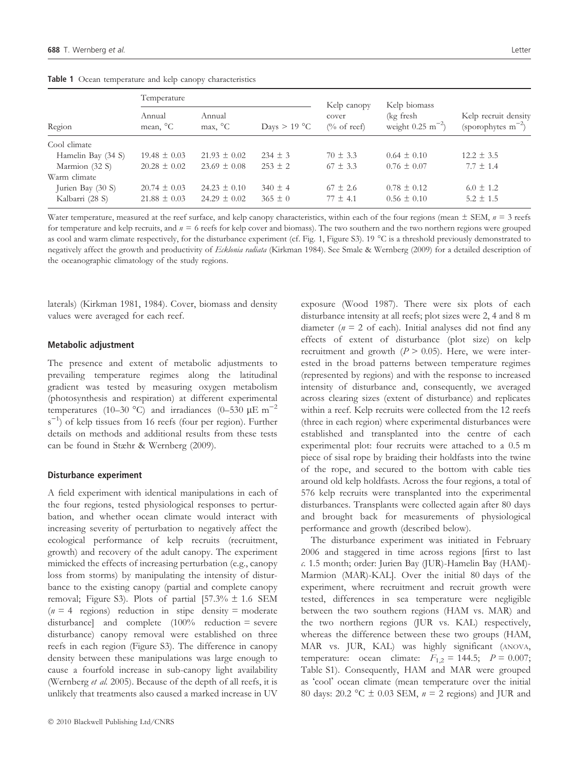**Table 1** Ocean temperature and kelp canopy characteristics

| Region | Temperature | | | Kelp canopy cover (% of reef) | Kelp biomass (kg fresh weight 0.25 $m^{-2}$) | Kelp recruit density (sporophytes $m^{-2}$) |
|---|---|---|---|---|---|---|
| | Annual mean, °C | Annual max, °C | Days > 19 °C | | | |
| Cool climate | | | | | | |
| Hamelin Bay (34 S) | 19.48 ± 0.03 | 21.93 ± 0.02 | 234 ± 3 | 70 ± 3.3 | 0.64 ± 0.10 | 12.2 ± 3.5 |
| Marmion (32 S) | 20.28 ± 0.02 | 23.69 ± 0.08 | 253 ± 2 | 67 ± 3.3 | 0.76 ± 0.07 | 7.7 ± 1.4 |
| Warm climate | | | | | | |
| Jurien Bay (30 S) | 20.74 ± 0.03 | 24.23 ± 0.10 | 340 ± 4 | 67 ± 2.6 | 0.78 ± 0.12 | 6.0 ± 1.2 |
| Kalbarri (28 S) | 21.88 ± 0.03 | 24.29 ± 0.02 | 365 ± 0 | 77 ± 4.1 | 0.56 ± 0.10 | 5.2 ± 1.5 |

Water temperature, measured at the reef surface, and kelp canopy characteristics, within each of the four regions (mean ± SEM, $n$ = 3 reefs for temperature and kelp recruits, and $n$ = 6 reefs for kelp cover and biomass). The two southern and the two northern regions were grouped as cool and warm climate respectively, for the disturbance experiment (cf. Fig. 1, Figure S3). 19 °C is a threshold previously demonstrated to negatively affect the growth and productivity of *Ecklonia radiata* (Kirkman 1984). See Smale & Wernberg (2009) for a detailed description of the oceanographic climatology of the study regions.

laterals) (Kirkman 1981, 1984). Cover, biomass and density values were averaged for each reef.

### Metabolic adjustment

The presence and extent of metabolic adjustments to prevailing temperature regimes along the latitudinal gradient was tested by measuring oxygen metabolism (photosynthesis and respiration) at different experimental temperatures (10–30 °C) and irradiances (0–530 μE $m^{-2}$ $s^{-1}$) of kelp tissues from 16 reefs (four per region). Further details on methods and additional results from these tests can be found in Stæhr & Wernberg (2009).

### Disturbance experiment

A field experiment with identical manipulations in each of the four regions, tested physiological responses to perturbation, and whether ocean climate would interact with increasing severity of perturbation to negatively affect the ecological performance of kelp recruits (recruitment, growth) and recovery of the adult canopy. The experiment mimicked the effects of increasing perturbation (e.g., canopy loss from storms) by manipulating the intensity of disturbance to the existing canopy (partial and complete canopy removal; Figure S3). Plots of partial [57.3% ± 1.6 SEM ($n$ = 4 regions) reduction in stipe density = moderate disturbance] and complete (100% reduction = severe disturbance) canopy removal were established on three reefs in each region (Figure S3). The difference in canopy density between these manipulations was large enough to cause a fourfold increase in sub-canopy light availability (Wernberg *et al.* 2005). Because of the depth of all reefs, it is unlikely that treatments also caused a marked increase in UV exposure (Wood 1987). There were six plots of each disturbance intensity at all reefs; plot sizes were 2, 4 and 8 m diameter ($n$ = 2 of each). Initial analyses did not find any effects of extent of disturbance (plot size) on kelp recruitment and growth ($P > 0.05$). Here, we were interested in the broad patterns between temperature regimes (represented by regions) and with the response to increased intensity of disturbance and, consequently, we averaged across clearing sizes (extent of disturbance) and replicates within a reef. Kelp recruits were collected from the 12 reefs (three in each region) where experimental disturbances were established and transplanted into the centre of each experimental plot: four recruits were attached to a 0.5 m piece of sisal rope by braiding their holdfasts into the twine of the rope, and secured to the bottom with cable ties around old kelp holdfasts. Across the four regions, a total of 576 kelp recruits were transplanted into the experimental disturbances. Transplants were collected again after 80 days and brought back for measurements of physiological performance and growth (described below).

The disturbance experiment was initiated in February 2006 and staggered in time across regions [first to last *c.* 1.5 month; order: Jurien Bay (JUR)-Hamelin Bay (HAM)-Marmion (MAR)-KAL]. Over the initial 80 days of the experiment, where recruitment and recruit growth were tested, differences in sea temperature were negligible between the two southern regions (HAM vs. MAR) and the two northern regions (JUR vs. KAL) respectively, whereas the difference between these two groups (HAM, MAR vs. JUR, KAL) was highly significant (ANOVA, temperature: ocean climate: $F_{1,2} = 144.5$; $P = 0.007$; Table S1). Consequently, HAM and MAR were grouped as 'cool' ocean climate (mean temperature over the initial 80 days: 20.2 °C ± 0.03 SEM, $n$ = 2 regions) and JUR and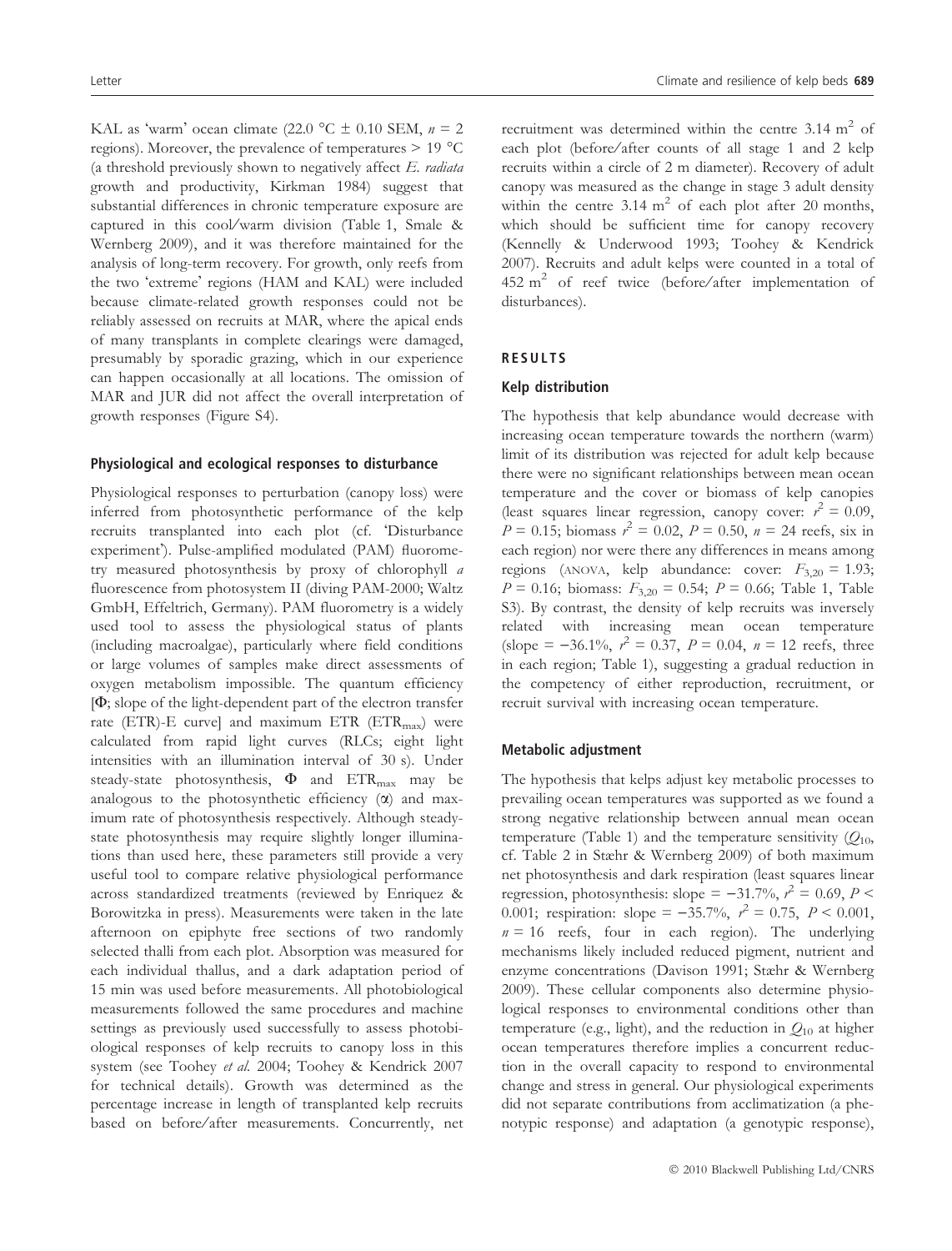KAL as 'warm' ocean climate (22.0 °C ± 0.10 SEM, $n = 2$ regions). Moreover, the prevalence of temperatures > 19 °C (a threshold previously shown to negatively affect *E. radiata* growth and productivity, Kirkman 1984) suggest that substantial differences in chronic temperature exposure are captured in this cool/warm division (Table 1, Smale & Wernberg 2009), and it was therefore maintained for the analysis of long-term recovery. For growth, only reefs from the two 'extreme' regions (HAM and KAL) were included because climate-related growth responses could not be reliably assessed on recruits at MAR, where the apical ends of many transplants in complete clearings were damaged, presumably by sporadic grazing, which in our experience can happen occasionally at all locations. The omission of MAR and JUR did not affect the overall interpretation of growth responses (Figure S4).

### Physiological and ecological responses to disturbance

Physiological responses to perturbation (canopy loss) were inferred from photosynthetic performance of the kelp recruits transplanted into each plot (cf. 'Disturbance experiment'). Pulse-amplified modulated (PAM) fluorometry measured photosynthesis by proxy of chlorophyll *a* fluorescence from photosystem II (diving PAM-2000; Waltz GmbH, Effeltrich, Germany). PAM fluorometry is a widely used tool to assess the physiological status of plants (including macroalgae), particularly where field conditions or large volumes of samples make direct assessments of oxygen metabolism impossible. The quantum efficiency [$\Phi$; slope of the light-dependent part of the electron transfer rate (ETR)-E curve] and maximum ETR ($ETR_{max}$) were calculated from rapid light curves (RLCs; eight light intensities with an illumination interval of 30 s). Under steady-state photosynthesis, $\Phi$ and $ETR_{max}$ may be analogous to the photosynthetic efficiency ($\alpha$) and maximum rate of photosynthesis respectively. Although steady-state photosynthesis may require slightly longer illuminations than used here, these parameters still provide a very useful tool to compare relative physiological performance across standardized treatments (reviewed by Enriquez & Borowitzka in press). Measurements were taken in the late afternoon on epiphyte free sections of two randomly selected thalli from each plot. Absorption was measured for each individual thallus, and a dark adaptation period of 15 min was used before measurements. All photobiological measurements followed the same procedures and machine settings as previously used successfully to assess photobiological responses of kelp recruits to canopy loss in this system (see Toohey *et al.* 2004; Toohey & Kendrick 2007 for technical details). Growth was determined as the percentage increase in length of transplanted kelp recruits based on before/after measurements. Concurrently, net recruitment was determined within the centre 3.14 $m^2$ of each plot (before/after counts of all stage 1 and 2 kelp recruits within a circle of 2 m diameter). Recovery of adult canopy was measured as the change in stage 3 adult density within the centre 3.14 $m^2$ of each plot after 20 months, which should be sufficient time for canopy recovery (Kennelly & Underwood 1993; Toohey & Kendrick 2007). Recruits and adult kelps were counted in a total of 452 $m^2$ of reef twice (before/after implementation of disturbances).

## RESULTS

### Kelp distribution

The hypothesis that kelp abundance would decrease with increasing ocean temperature towards the northern (warm) limit of its distribution was rejected for adult kelp because there were no significant relationships between mean ocean temperature and the cover or biomass of kelp canopies (least squares linear regression, canopy cover: $r^2 = 0.09$, $P = 0.15$; biomass $r^2 = 0.02$, $P = 0.50$, $n = 24$ reefs, six in each region) nor were there any differences in means among regions (ANOVA, kelp abundance: cover: $F_{3,20} = 1.93$; $P = 0.16$; biomass: $F_{3,20} = 0.54$; $P = 0.66$; Table 1, Table S3). By contrast, the density of kelp recruits was inversely related with increasing mean ocean temperature (slope = −36.1%, $r^2 = 0.37$, $P = 0.04$, $n = 12$ reefs, three in each region; Table 1), suggesting a gradual reduction in the competency of either reproduction, recruitment, or recruit survival with increasing ocean temperature.

### Metabolic adjustment

The hypothesis that kelps adjust key metabolic processes to prevailing ocean temperatures was supported as we found a strong negative relationship between annual mean ocean temperature (Table 1) and the temperature sensitivity ($Q_{10}$, cf. Table 2 in Stæhr & Wernberg 2009) of both maximum net photosynthesis and dark respiration (least squares linear regression, photosynthesis: slope = −31.7%, $r^2 = 0.69$, $P < 0.001$; respiration: slope = −35.7%, $r^2 = 0.75$, $P < 0.001$, $n = 16$ reefs, four in each region). The underlying mechanisms likely included reduced pigment, nutrient and enzyme concentrations (Davison 1991; Stæhr & Wernberg 2009). These cellular components also determine physiological responses to environmental conditions other than temperature (e.g., light), and the reduction in $Q_{10}$ at higher ocean temperatures therefore implies a concurrent reduction in the overall capacity to respond to environmental change and stress in general. Our physiological experiments did not separate contributions from acclimatization (a phenotypic response) and adaptation (a genotypic response),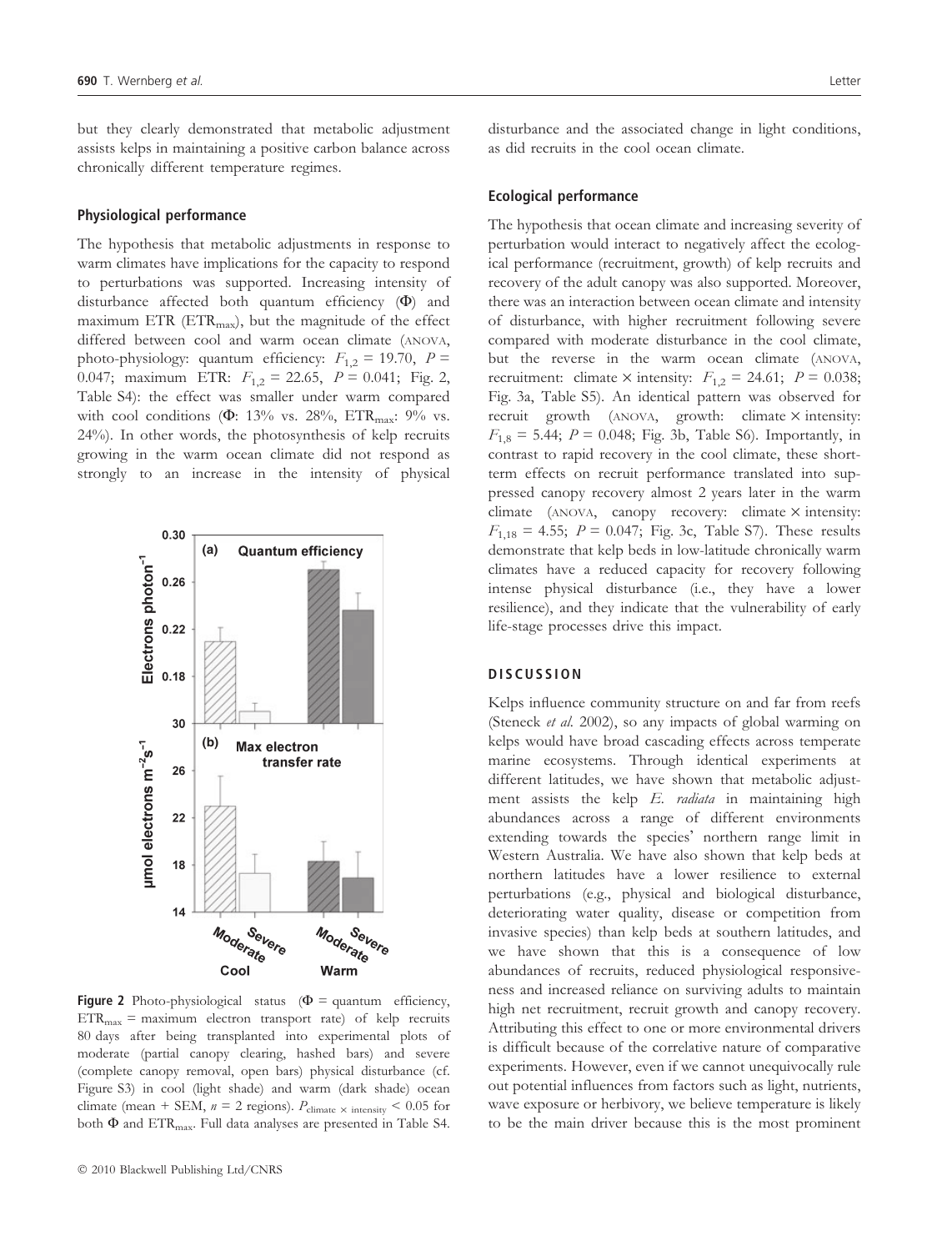but they clearly demonstrated that metabolic adjustment assists kelps in maintaining a positive carbon balance across chronically different temperature regimes.

### Physiological performance

The hypothesis that metabolic adjustments in response to warm climates have implications for the capacity to respond to perturbations was supported. Increasing intensity of disturbance affected both quantum efficiency (Φ) and maximum ETR ($ETR_{max}$), but the magnitude of the effect differed between cool and warm ocean climate (ANOVA, photo-physiology: quantum efficiency: $F_{1,2} = 19.70$, $P = 0.047$; maximum ETR: $F_{1,2} = 22.65$, $P = 0.041$; Fig. 2, Table S4): the effect was smaller under warm compared with cool conditions (Φ: 13% vs. 28%, $ETR_{max}$: 9% vs. 24%). In other words, the photosynthesis of kelp recruits growing in the warm ocean climate did not respond as strongly to an increase in the intensity of physical disturbance and the associated change in light conditions, as did recruits in the cool ocean climate.

**Figure 2** Photo-physiological status (Φ = quantum efficiency, $ETR_{max}$ = maximum electron transport rate) of kelp recruits 80 days after being transplanted into experimental plots of moderate (partial canopy clearing, hashed bars) and severe (complete canopy removal, open bars) physical disturbance (cf. Figure S3) in cool (light shade) and warm (dark shade) ocean climate (mean + SEM, $n$ = 2 regions). $P_{climate \times intensity} < 0.05$ for both Φ and $ETR_{max}$. Full data analyses are presented in Table S4.

### Ecological performance

The hypothesis that ocean climate and increasing severity of perturbation would interact to negatively affect the ecological performance (recruitment, growth) of kelp recruits and recovery of the adult canopy was also supported. Moreover, there was an interaction between ocean climate and intensity of disturbance, with higher recruitment following severe compared with moderate disturbance in the cool climate, but the reverse in the warm ocean climate (ANOVA, recruitment: climate × intensity: $F_{1,2} = 24.61$; $P = 0.038$; Fig. 3a, Table S5). An identical pattern was observed for recruit growth (ANOVA, growth: climate × intensity: $F_{1,8} = 5.44$; $P = 0.048$; Fig. 3b, Table S6). Importantly, in contrast to rapid recovery in the cool climate, these short-term effects on recruit performance translated into suppressed canopy recovery almost 2 years later in the warm climate (ANOVA, canopy recovery: climate × intensity: $F_{1,18} = 4.55$; $P = 0.047$; Fig. 3c, Table S7). These results demonstrate that kelp beds in low-latitude chronically warm climates have a reduced capacity for recovery following intense physical disturbance (i.e., they have a lower resilience), and they indicate that the vulnerability of early life-stage processes drive this impact.

## DISCUSSION

Kelps influence community structure on and far from reefs (Steneck *et al.* 2002), so any impacts of global warming on kelps would have broad cascading effects across temperate marine ecosystems. Through identical experiments at different latitudes, we have shown that metabolic adjustment assists the kelp *E. radiata* in maintaining high abundances across a range of different environments extending towards the species' northern range limit in Western Australia. We have also shown that kelp beds at northern latitudes have a lower resilience to external perturbations (e.g., physical and biological disturbance, deteriorating water quality, disease or competition from invasive species) than kelp beds at southern latitudes, and we have shown that this is a consequence of low abundances of recruits, reduced physiological responsiveness and increased reliance on surviving adults to maintain high net recruitment, recruit growth and canopy recovery. Attributing this effect to one or more environmental drivers is difficult because of the correlative nature of comparative experiments. However, even if we cannot unequivocally rule out potential influences from factors such as light, nutrients, wave exposure or herbivory, we believe temperature is likely to be the main driver because this is the most prominent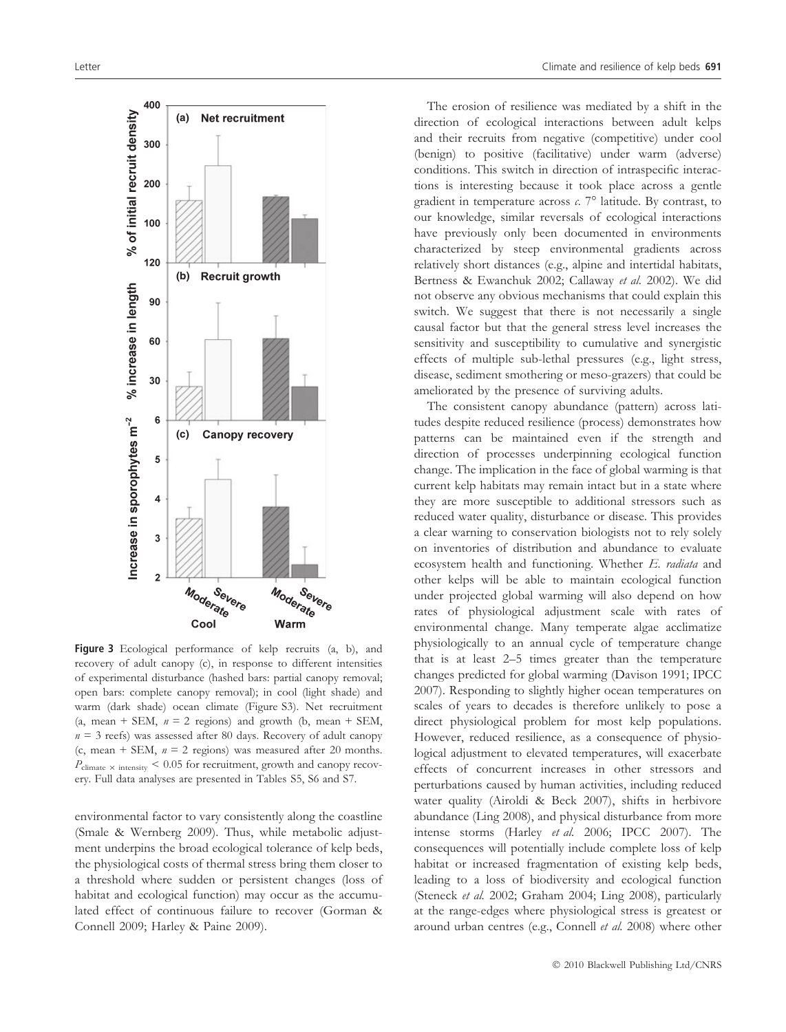Figure 3 Ecological performance of kelp recruits (a, b), and recovery of adult canopy (c), in response to different intensities of experimental disturbance (hashed bars: partial canopy removal; open bars: complete canopy removal); in cool (light shade) and warm (dark shade) ocean climate (Figure S3). Net recruitment (a, mean + SEM, $n = 2$ regions) and growth (b, mean + SEM, $n = 3$ reefs) was assessed after 80 days. Recovery of adult canopy (c, mean + SEM, $n = 2$ regions) was measured after 20 months. $P_{\text{climate} \times \text{intensity}} < 0.05$ for recruitment, growth and canopy recovery. Full data analyses are presented in Tables S5, S6 and S7.

environmental factor to vary consistently along the coastline (Smale & Wernberg 2009). Thus, while metabolic adjustment underpins the broad ecological tolerance of kelp beds, the physiological costs of thermal stress bring them closer to a threshold where sudden or persistent changes (loss of habitat and ecological function) may occur as the accumulated effect of continuous failure to recover (Gorman & Connell 2009; Harley & Paine 2009).

The erosion of resilience was mediated by a shift in the direction of ecological interactions between adult kelps and their recruits from negative (competitive) under cool (benign) to positive (facilitative) under warm (adverse) conditions. This switch in direction of intraspecific interactions is interesting because it took place across a gentle gradient in temperature across *c.* 7° latitude. By contrast, to our knowledge, similar reversals of ecological interactions have previously only been documented in environments characterized by steep environmental gradients across relatively short distances (e.g., alpine and intertidal habitats, Bertness & Ewanchuk 2002; Callaway *et al.* 2002). We did not observe any obvious mechanisms that could explain this switch. We suggest that there is not necessarily a single causal factor but that the general stress level increases the sensitivity and susceptibility to cumulative and synergistic effects of multiple sub-lethal pressures (e.g., light stress, disease, sediment smothering or meso-grazers) that could be ameliorated by the presence of surviving adults.

The consistent canopy abundance (pattern) across latitudes despite reduced resilience (process) demonstrates how patterns can be maintained even if the strength and direction of processes underpinning ecological function change. The implication in the face of global warming is that current kelp habitats may remain intact but in a state where they are more susceptible to additional stressors such as reduced water quality, disturbance or disease. This provides a clear warning to conservation biologists not to rely solely on inventories of distribution and abundance to evaluate ecosystem health and functioning. Whether *E. radiata* and other kelps will be able to maintain ecological function under projected global warming will also depend on how rates of physiological adjustment scale with rates of environmental change. Many temperate algae acclimatize physiologically to an annual cycle of temperature change that is at least 2–5 times greater than the temperature changes predicted for global warming (Davison 1991; IPCC 2007). Responding to slightly higher ocean temperatures on scales of years to decades is therefore unlikely to pose a direct physiological problem for most kelp populations. However, reduced resilience, as a consequence of physiological adjustment to elevated temperatures, will exacerbate effects of concurrent increases in other stressors and perturbations caused by human activities, including reduced water quality (Airoldi & Beck 2007), shifts in herbivore abundance (Ling 2008), and physical disturbance from more intense storms (Harley *et al.* 2006; IPCC 2007). The consequences will potentially include complete loss of kelp habitat or increased fragmentation of existing kelp beds, leading to a loss of biodiversity and ecological function (Steneck *et al.* 2002; Graham 2004; Ling 2008), particularly at the range-edges where physiological stress is greatest or around urban centres (e.g., Connell *et al.* 2008) where other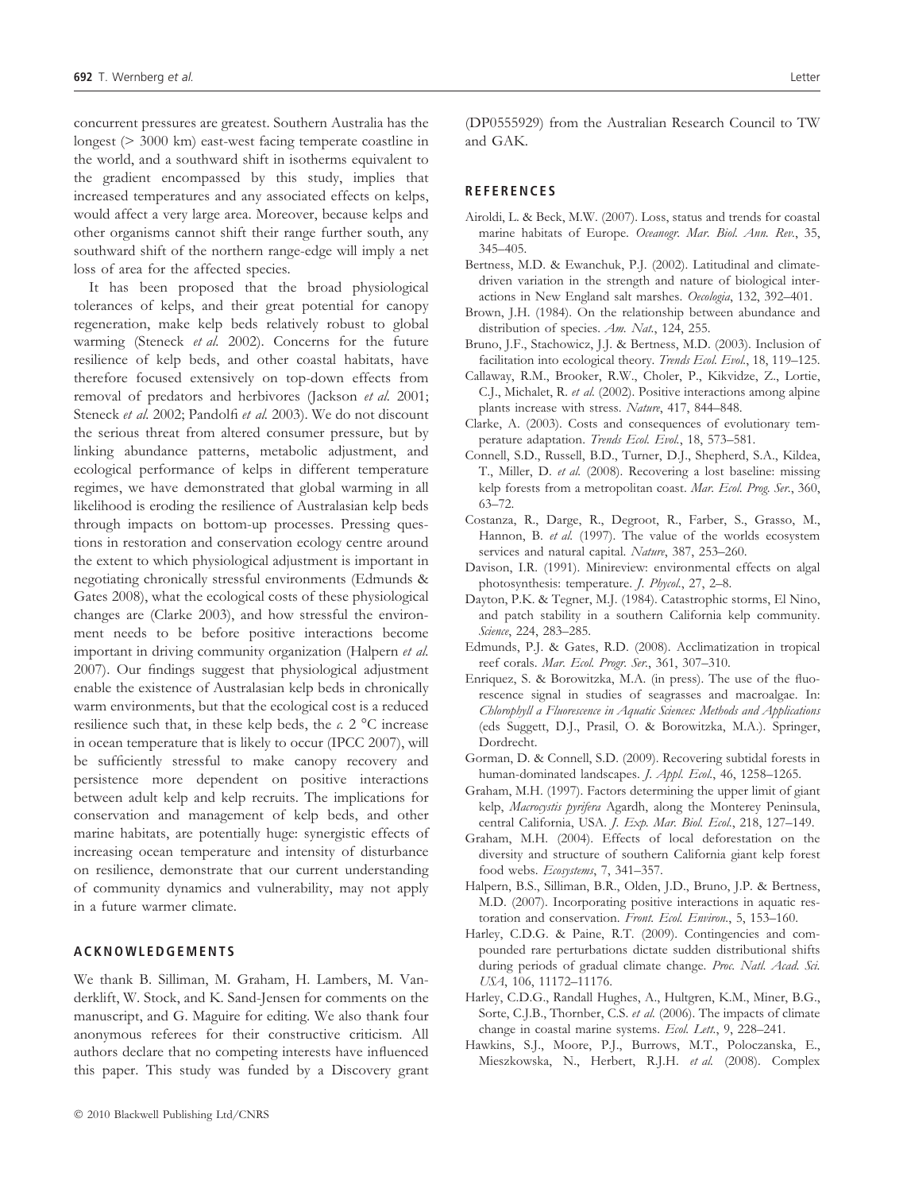concurrent pressures are greatest. Southern Australia has the longest (> 3000 km) east-west facing temperate coastline in the world, and a southward shift in isotherms equivalent to the gradient encompassed by this study, implies that increased temperatures and any associated effects on kelps, would affect a very large area. Moreover, because kelps and other organisms cannot shift their range further south, any southward shift of the northern range-edge will imply a net loss of area for the affected species.

It has been proposed that the broad physiological tolerances of kelps, and their great potential for canopy regeneration, make kelp beds relatively robust to global warming (Steneck *et al.* 2002). Concerns for the future resilience of kelp beds, and other coastal habitats, have therefore focused extensively on top-down effects from removal of predators and herbivores (Jackson *et al.* 2001; Steneck *et al.* 2002; Pandolfi *et al.* 2003). We do not discount the serious threat from altered consumer pressure, but by linking abundance patterns, metabolic adjustment, and ecological performance of kelps in different temperature regimes, we have demonstrated that global warming in all likelihood is eroding the resilience of Australasian kelp beds through impacts on bottom-up processes. Pressing questions in restoration and conservation ecology centre around the extent to which physiological adjustment is important in negotiating chronically stressful environments (Edmunds & Gates 2008), what the ecological costs of these physiological changes are (Clarke 2003), and how stressful the environment needs to be before positive interactions become important in driving community organization (Halpern *et al.* 2007). Our findings suggest that physiological adjustment enable the existence of Australasian kelp beds in chronically warm environments, but that the ecological cost is a reduced resilience such that, in these kelp beds, the *c.* 2 °C increase in ocean temperature that is likely to occur (IPCC 2007), will be sufficiently stressful to make canopy recovery and persistence more dependent on positive interactions between adult kelp and kelp recruits. The implications for conservation and management of kelp beds, and other marine habitats, are potentially huge: synergistic effects of increasing ocean temperature and intensity of disturbance on resilience, demonstrate that our current understanding of community dynamics and vulnerability, may not apply in a future warmer climate.

## ACKNOWLEDGEMENTS

We thank B. Silliman, M. Graham, H. Lambers, M. Vanderklift, W. Stock, and K. Sand-Jensen for comments on the manuscript, and G. Maguire for editing. We also thank four anonymous referees for their constructive criticism. All authors declare that no competing interests have influenced this paper. This study was funded by a Discovery grant (DP0555929) from the Australian Research Council to TW and GAK.

## REFERENCES

Airoldi, L. & Beck, M.W. (2007). Loss, status and trends for coastal marine habitats of Europe. *Oceanogr. Mar. Biol. Ann. Rev.*, 35, 345–405.

Bertness, M.D. & Ewanchuk, P.J. (2002). Latitudinal and climate-driven variation in the strength and nature of biological interactions in New England salt marshes. *Oecologia*, 132, 392–401.

Brown, J.H. (1984). On the relationship between abundance and distribution of species. *Am. Nat.*, 124, 255.

Bruno, J.F., Stachowicz, J.J. & Bertness, M.D. (2003). Inclusion of facilitation into ecological theory. *Trends Ecol. Evol.*, 18, 119–125.

Callaway, R.M., Brooker, R.W., Choler, P., Kikvidze, Z., Lortie, C.J., Michalet, R. *et al.* (2002). Positive interactions among alpine plants increase with stress. *Nature*, 417, 844–848.

Clarke, A. (2003). Costs and consequences of evolutionary temperature adaptation. *Trends Ecol. Evol.*, 18, 573–581.

Connell, S.D., Russell, B.D., Turner, D.J., Shepherd, S.A., Kildea, T., Miller, D. *et al.* (2008). Recovering a lost baseline: missing kelp forests from a metropolitan coast. *Mar. Ecol. Prog. Ser.*, 360, 63–72.

Costanza, R., Darge, R., Degroot, R., Farber, S., Grasso, M., Hannon, B. *et al.* (1997). The value of the worlds ecosystem services and natural capital. *Nature*, 387, 253–260.

Davison, I.R. (1991). Minireview: environmental effects on algal photosynthesis: temperature. *J. Phycol.*, 27, 2–8.

Dayton, P.K. & Tegner, M.J. (1984). Catastrophic storms, El Nino, and patch stability in a southern California kelp community. *Science*, 224, 283–285.

Edmunds, P.J. & Gates, R.D. (2008). Acclimatization in tropical reef corals. *Mar. Ecol. Progr. Ser.*, 361, 307–310.

Enriquez, S. & Borowitzka, M.A. (in press). The use of the fluorescence signal in studies of seagrasses and macroalgae. In: *Chlorophyll a Fluorescence in Aquatic Sciences: Methods and Applications* (eds Suggett, D.J., Prasil, O. & Borowitzka, M.A.). Springer, Dordrecht.

Gorman, D. & Connell, S.D. (2009). Recovering subtidal forests in human-dominated landscapes. *J. Appl. Ecol.*, 46, 1258–1265.

Graham, M.H. (1997). Factors determining the upper limit of giant kelp, *Macrocystis pyrifera* Agardh, along the Monterey Peninsula, central California, USA. *J. Exp. Mar. Biol. Ecol.*, 218, 127–149.

Graham, M.H. (2004). Effects of local deforestation on the diversity and structure of southern California giant kelp forest food webs. *Ecosystems*, 7, 341–357.

Halpern, B.S., Silliman, B.R., Olden, J.D., Bruno, J.P. & Bertness, M.D. (2007). Incorporating positive interactions in aquatic restoration and conservation. *Front. Ecol. Environ.*, 5, 153–160.

Harley, C.D.G. & Paine, R.T. (2009). Contingencies and compounded rare perturbations dictate sudden distributional shifts during periods of gradual climate change. *Proc. Natl. Acad. Sci. USA*, 106, 11172–11176.

Harley, C.D.G., Randall Hughes, A., Hultgren, K.M., Miner, B.G., Sorte, C.J.B., Thornber, C.S. *et al.* (2006). The impacts of climate change in coastal marine systems. *Ecol. Lett.*, 9, 228–241.

Hawkins, S.J., Moore, P.J., Burrows, M.T., Poloczanska, E., Mieszkowska, N., Herbert, R.J.H. *et al.* (2008). Complex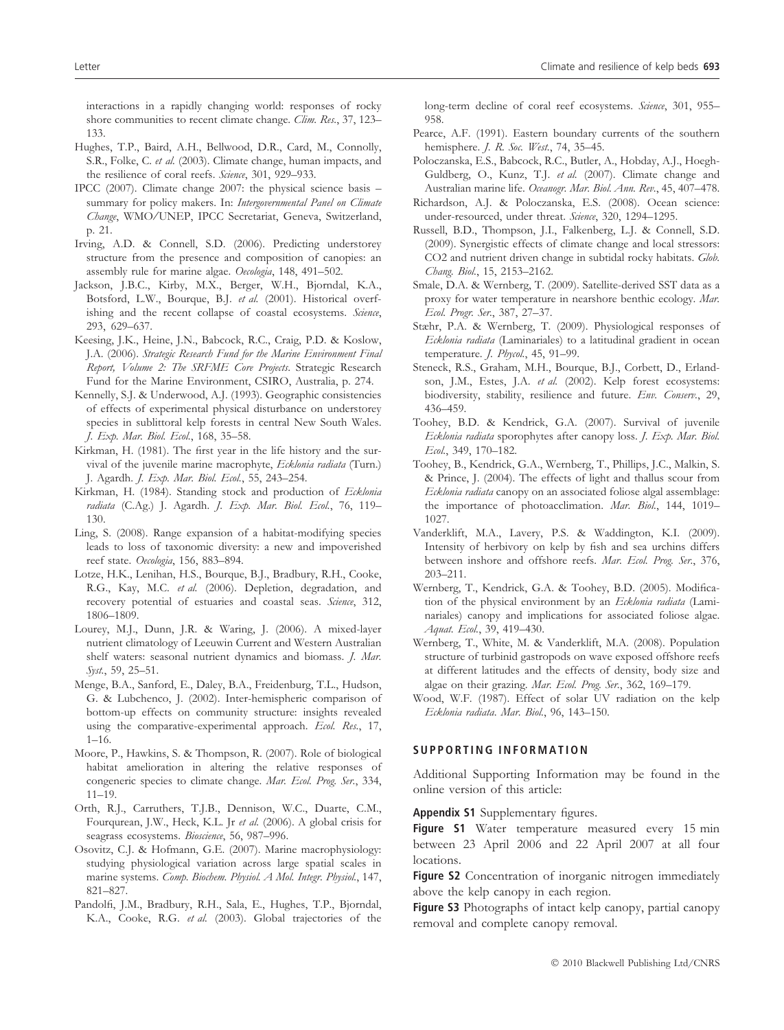interactions in a rapidly changing world: responses of rocky shore communities to recent climate change. *Clim. Res.*, 37, 123–133.

Hughes, T.P., Baird, A.H., Bellwood, D.R., Card, M., Connolly, S.R., Folke, C. *et al.* (2003). Climate change, human impacts, and the resilience of coral reefs. *Science*, 301, 929–933.

IPCC (2007). Climate change 2007: the physical science basis – summary for policy makers. In: *Intergovernmental Panel on Climate Change*, WMO/UNEP, IPCC Secretariat, Geneva, Switzerland, p. 21.

Irving, A.D. & Connell, S.D. (2006). Predicting understorey structure from the presence and composition of canopies: an assembly rule for marine algae. *Oecologia*, 148, 491–502.

Jackson, J.B.C., Kirby, M.X., Berger, W.H., Bjorndal, K.A., Botsford, L.W., Bourque, B.J. *et al.* (2001). Historical overfishing and the recent collapse of coastal ecosystems. *Science*, 293, 629–637.

Keesing, J.K., Heine, J.N., Babcock, R.C., Craig, P.D. & Koslow, J.A. (2006). *Strategic Research Fund for the Marine Environment Final Report, Volume 2: The SRFME Core Projects*. Strategic Research Fund for the Marine Environment, CSIRO, Australia, p. 274.

Kennelly, S.J. & Underwood, A.J. (1993). Geographic consistencies of effects of experimental physical disturbance on understorey species in sublittoral kelp forests in central New South Wales. *J. Exp. Mar. Biol. Ecol.*, 168, 35–58.

Kirkman, H. (1981). The first year in the life history and the survival of the juvenile marine macrophyte, *Ecklonia radiata* (Turn.) J. Agardh. *J. Exp. Mar. Biol. Ecol.*, 55, 243–254.

Kirkman, H. (1984). Standing stock and production of *Ecklonia radiata* (C.Ag.) J. Agardh. *J. Exp. Mar. Biol. Ecol.*, 76, 119–130.

Ling, S. (2008). Range expansion of a habitat-modifying species leads to loss of taxonomic diversity: a new and impoverished reef state. *Oecologia*, 156, 883–894.

Lotze, H.K., Lenihan, H.S., Bourque, B.J., Bradbury, R.H., Cooke, R.G., Kay, M.C. *et al.* (2006). Depletion, degradation, and recovery potential of estuaries and coastal seas. *Science*, 312, 1806–1809.

Lourey, M.J., Dunn, J.R. & Waring, J. (2006). A mixed-layer nutrient climatology of Leeuwin Current and Western Australian shelf waters: seasonal nutrient dynamics and biomass. *J. Mar. Syst.*, 59, 25–51.

Menge, B.A., Sanford, E., Daley, B.A., Freidenburg, T.L., Hudson, G. & Lubchenco, J. (2002). Inter-hemispheric comparison of bottom-up effects on community structure: insights revealed using the comparative-experimental approach. *Ecol. Res.*, 17, 1–16.

Moore, P., Hawkins, S. & Thompson, R. (2007). Role of biological habitat amelioration in altering the relative responses of congeneric species to climate change. *Mar. Ecol. Prog. Ser.*, 334, 11–19.

Orth, R.J., Carruthers, T.J.B., Dennison, W.C., Duarte, C.M., Fourqurean, J.W., Heck, K.L. Jr *et al.* (2006). A global crisis for seagrass ecosystems. *Bioscience*, 56, 987–996.

Osovitz, C.J. & Hofmann, G.E. (2007). Marine macrophysiology: studying physiological variation across large spatial scales in marine systems. *Comp. Biochem. Physiol. A Mol. Integr. Physiol.*, 147, 821–827.

Pandolfi, J.M., Bradbury, R.H., Sala, E., Hughes, T.P., Bjorndal, K.A., Cooke, R.G. *et al.* (2003). Global trajectories of the long-term decline of coral reef ecosystems. *Science*, 301, 955–958.

Pearce, A.F. (1991). Eastern boundary currents of the southern hemisphere. *J. R. Soc. West.*, 74, 35–45.

Poloczanska, E.S., Babcock, R.C., Butler, A., Hobday, A.J., Hoegh-Guldberg, O., Kunz, T.J. *et al.* (2007). Climate change and Australian marine life. *Oceanogr. Mar. Biol. Ann. Rev.*, 45, 407–478.

Richardson, A.J. & Poloczanska, E.S. (2008). Ocean science: under-resourced, under threat. *Science*, 320, 1294–1295.

Russell, B.D., Thompson, J.I., Falkenberg, L.J. & Connell, S.D. (2009). Synergistic effects of climate change and local stressors: CO2 and nutrient driven change in subtidal rocky habitats. *Glob. Chang. Biol.*, 15, 2153–2162.

Smale, D.A. & Wernberg, T. (2009). Satellite-derived SST data as a proxy for water temperature in nearshore benthic ecology. *Mar. Ecol. Progr. Ser.*, 387, 27–37.

Stæhr, P.A. & Wernberg, T. (2009). Physiological responses of *Ecklonia radiata* (Laminariales) to a latitudinal gradient in ocean temperature. *J. Phycol.*, 45, 91–99.

Steneck, R.S., Graham, M.H., Bourque, B.J., Corbett, D., Erlandson, J.M., Estes, J.A. *et al.* (2002). Kelp forest ecosystems: biodiversity, stability, resilience and future. *Env. Conserv.*, 29, 436–459.

Toohey, B.D. & Kendrick, G.A. (2007). Survival of juvenile *Ecklonia radiata* sporophytes after canopy loss. *J. Exp. Mar. Biol. Ecol.*, 349, 170–182.

Toohey, B., Kendrick, G.A., Wernberg, T., Phillips, J.C., Malkin, S. & Prince, J. (2004). The effects of light and thallus scour from *Ecklonia radiata* canopy on an associated foliose algal assemblage: the importance of photoacclimation. *Mar. Biol.*, 144, 1019–1027.

Vanderklift, M.A., Lavery, P.S. & Waddington, K.I. (2009). Intensity of herbivory on kelp by fish and sea urchins differs between inshore and offshore reefs. *Mar. Ecol. Prog. Ser.*, 376, 203–211.

Wernberg, T., Kendrick, G.A. & Toohey, B.D. (2005). Modification of the physical environment by an *Ecklonia radiata* (Laminariales) canopy and implications for associated foliose algae. *Aquat. Ecol.*, 39, 419–430.

Wernberg, T., White, M. & Vanderklift, M.A. (2008). Population structure of turbinid gastropods on wave exposed offshore reefs at different latitudes and the effects of density, body size and algae on their grazing. *Mar. Ecol. Prog. Ser.*, 362, 169–179.

Wood, W.F. (1987). Effect of solar UV radiation on the kelp *Ecklonia radiata*. *Mar. Biol.*, 96, 143–150.

## SUPPORTING INFORMATION

Additional Supporting Information may be found in the online version of this article:

**Appendix S1** Supplementary figures.

**Figure S1** Water temperature measured every 15 min between 23 April 2006 and 22 April 2007 at all four locations.

**Figure S2** Concentration of inorganic nitrogen immediately above the kelp canopy in each region.

**Figure S3** Photographs of intact kelp canopy, partial canopy removal and complete canopy removal.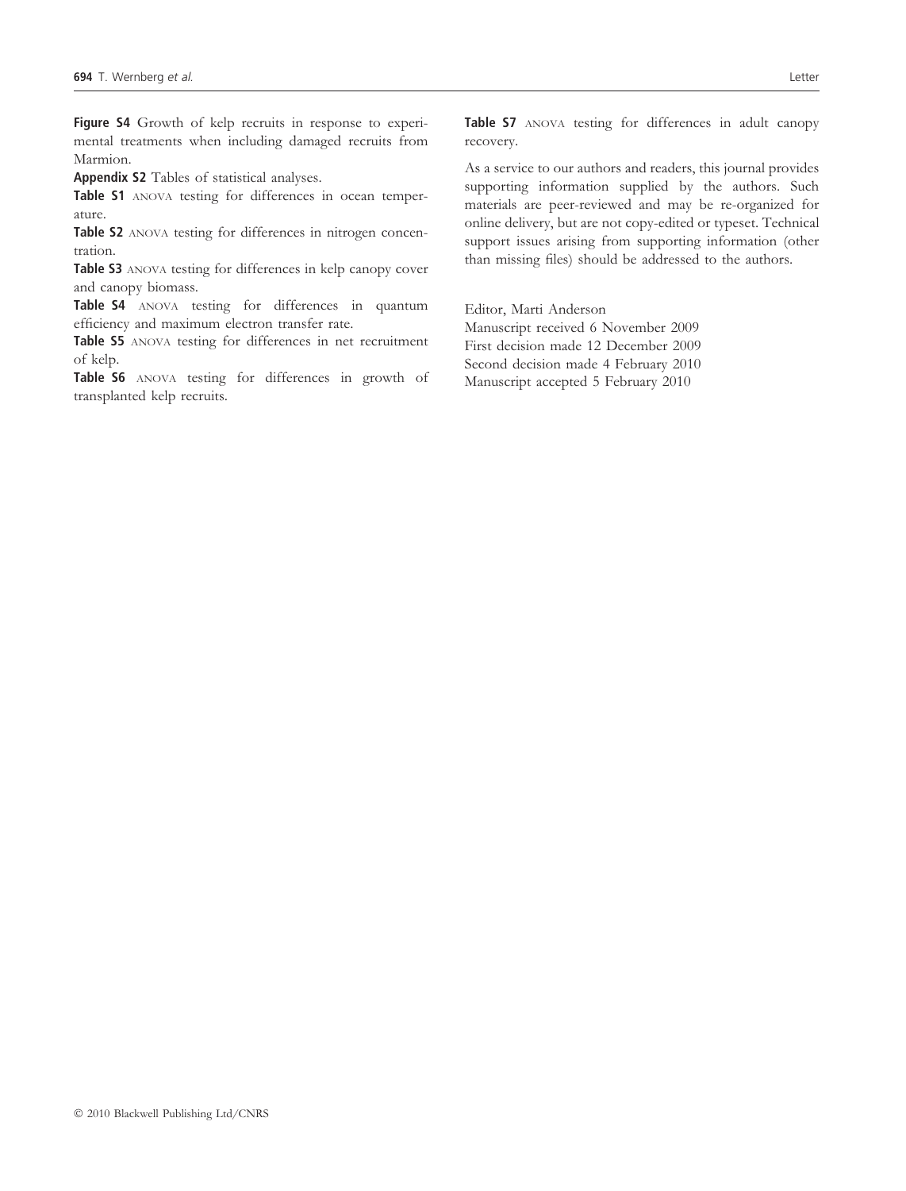**Figure S4** Growth of kelp recruits in response to experimental treatments when including damaged recruits from Marmion.

**Appendix S2** Tables of statistical analyses.

**Table S1** ANOVA testing for differences in ocean temperature.

**Table S2** ANOVA testing for differences in nitrogen concentration.

**Table S3** ANOVA testing for differences in kelp canopy cover and canopy biomass.

**Table S4** ANOVA testing for differences in quantum efficiency and maximum electron transfer rate.

**Table S5** ANOVA testing for differences in net recruitment of kelp.

**Table S6** ANOVA testing for differences in growth of transplanted kelp recruits.

**Table S7** ANOVA testing for differences in adult canopy recovery.

As a service to our authors and readers, this journal provides supporting information supplied by the authors. Such materials are peer-reviewed and may be re-organized for online delivery, but are not copy-edited or typeset. Technical support issues arising from supporting information (other than missing files) should be addressed to the authors.

Editor, Marti Anderson
Manuscript received 6 November 2009
First decision made 12 December 2009
Second decision made 4 February 2010
Manuscript accepted 5 February 2010

© 2010 Blackwell Publishing Ltd/CNRS